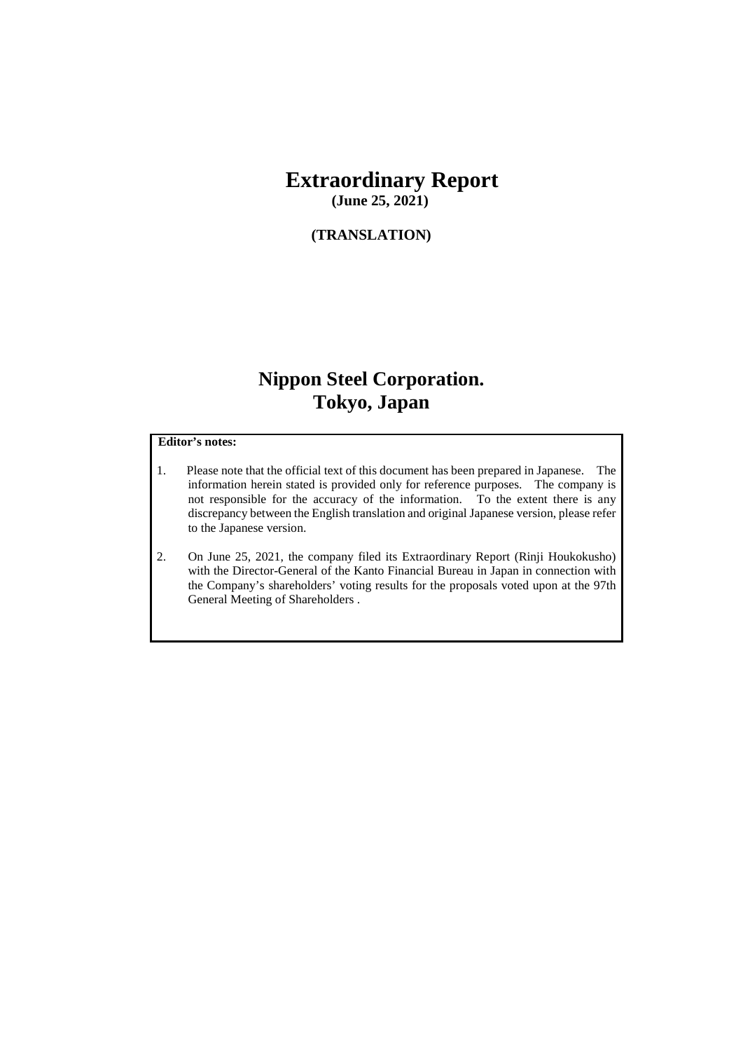# Extraordinary Report

**(June 25, 2021)**

**(TRANSLATION)**

# Nippon Steel Corporation.
# Tokyo, Japan

**Editor's notes:**

1. Please note that the official text of this document has been prepared in Japanese. The information herein stated is provided only for reference purposes. The company is not responsible for the accuracy of the information. To the extent there is any discrepancy between the English translation and original Japanese version, please refer to the Japanese version.

2. On June 25, 2021, the company filed its Extraordinary Report (Rinji Houkokusho) with the Director-General of the Kanto Financial Bureau in Japan in connection with the Company's shareholders' voting results for the proposals voted upon at the 97th General Meeting of Shareholders .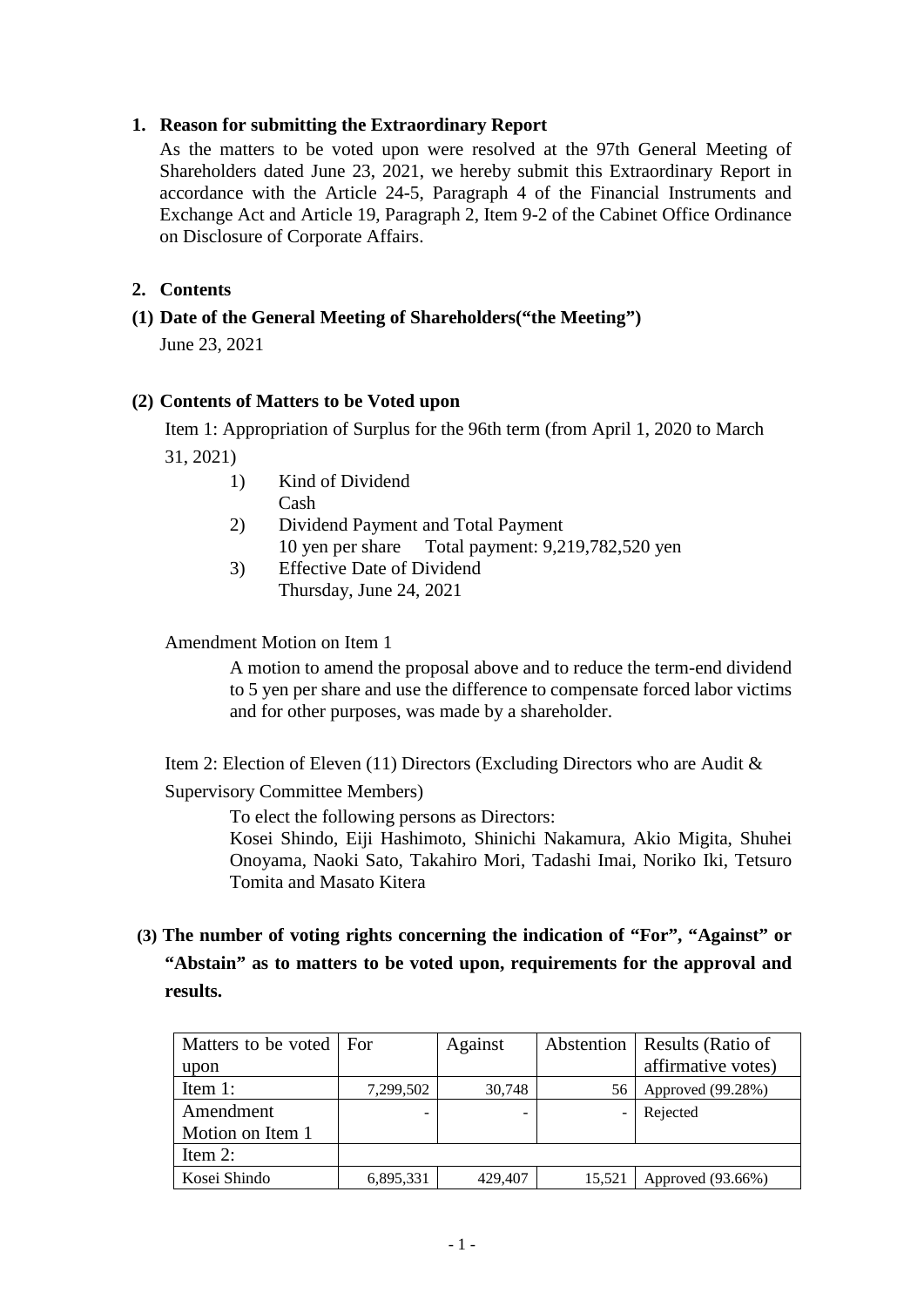## 1. Reason for submitting the Extraordinary Report

As the matters to be voted upon were resolved at the 97th General Meeting of Shareholders dated June 23, 2021, we hereby submit this Extraordinary Report in accordance with the Article 24-5, Paragraph 4 of the Financial Instruments and Exchange Act and Article 19, Paragraph 2, Item 9-2 of the Cabinet Office Ordinance on Disclosure of Corporate Affairs.

## 2. Contents

### (1) Date of the General Meeting of Shareholders("the Meeting")

June 23, 2021

### (2) Contents of Matters to be Voted upon

Item 1: Appropriation of Surplus for the 96th term (from April 1, 2020 to March 31, 2021)

1) Kind of Dividend
   Cash
2) Dividend Payment and Total Payment
   10 yen per share　Total payment: 9,219,782,520 yen
3) Effective Date of Dividend
   Thursday, June 24, 2021

Amendment Motion on Item 1

A motion to amend the proposal above and to reduce the term-end dividend to 5 yen per share and use the difference to compensate forced labor victims and for other purposes, was made by a shareholder.

Item 2: Election of Eleven (11) Directors (Excluding Directors who are Audit & Supervisory Committee Members)

To elect the following persons as Directors:
Kosei Shindo, Eiji Hashimoto, Shinichi Nakamura, Akio Migita, Shuhei Onoyama, Naoki Sato, Takahiro Mori, Tadashi Imai, Noriko Iki, Tetsuro Tomita and Masato Kitera

### (3) The number of voting rights concerning the indication of "For", "Against" or "Abstain" as to matters to be voted upon, requirements for the approval and results.

| Matters to be voted upon | For | Against | Abstention | Results (Ratio of affirmative votes) |
|---|---|---|---|---|
| Item 1: | 7,299,502 | 30,748 | 56 | Approved (99.28%) |
| Amendment Motion on Item 1 | - | - | - | Rejected |
| Item 2: | | | | |
| Kosei Shindo | 6,895,331 | 429,407 | 15,521 | Approved (93.66%) |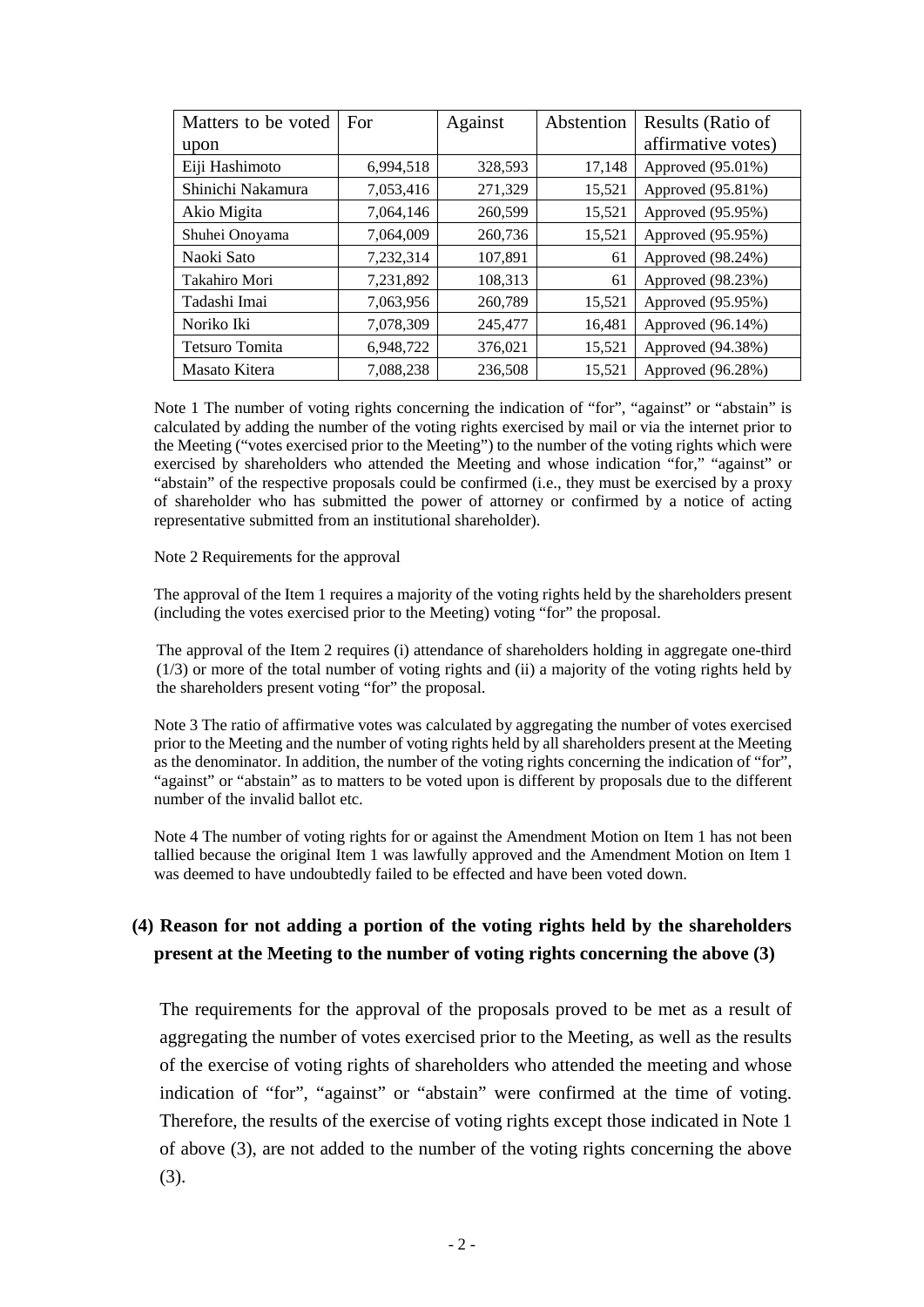| Matters to be voted upon | For | Against | Abstention | Results (Ratio of affirmative votes) |
|---|---|---|---|---|
| Eiji Hashimoto | 6,994,518 | 328,593 | 17,148 | Approved (95.01%) |
| Shinichi Nakamura | 7,053,416 | 271,329 | 15,521 | Approved (95.81%) |
| Akio Migita | 7,064,146 | 260,599 | 15,521 | Approved (95.95%) |
| Shuhei Onoyama | 7,064,009 | 260,736 | 15,521 | Approved (95.95%) |
| Naoki Sato | 7,232,314 | 107,891 | 61 | Approved (98.24%) |
| Takahiro Mori | 7,231,892 | 108,313 | 61 | Approved (98.23%) |
| Tadashi Imai | 7,063,956 | 260,789 | 15,521 | Approved (95.95%) |
| Noriko Iki | 7,078,309 | 245,477 | 16,481 | Approved (96.14%) |
| Tetsuro Tomita | 6,948,722 | 376,021 | 15,521 | Approved (94.38%) |
| Masato Kitera | 7,088,238 | 236,508 | 15,521 | Approved (96.28%) |

Note 1 The number of voting rights concerning the indication of "for", "against" or "abstain" is calculated by adding the number of the voting rights exercised by mail or via the internet prior to the Meeting ("votes exercised prior to the Meeting") to the number of the voting rights which were exercised by shareholders who attended the Meeting and whose indication "for," "against" or "abstain" of the respective proposals could be confirmed (i.e., they must be exercised by a proxy of shareholder who has submitted the power of attorney or confirmed by a notice of acting representative submitted from an institutional shareholder).

Note 2 Requirements for the approval

The approval of the Item 1 requires a majority of the voting rights held by the shareholders present (including the votes exercised prior to the Meeting) voting "for" the proposal.

The approval of the Item 2 requires (i) attendance of shareholders holding in aggregate one-third (1/3) or more of the total number of voting rights and (ii) a majority of the voting rights held by the shareholders present voting "for" the proposal.

Note 3 The ratio of affirmative votes was calculated by aggregating the number of votes exercised prior to the Meeting and the number of voting rights held by all shareholders present at the Meeting as the denominator. In addition, the number of the voting rights concerning the indication of "for", "against" or "abstain" as to matters to be voted upon is different by proposals due to the different number of the invalid ballot etc.

Note 4 The number of voting rights for or against the Amendment Motion on Item 1 has not been tallied because the original Item 1 was lawfully approved and the Amendment Motion on Item 1 was deemed to have undoubtedly failed to be effected and have been voted down.

## (4) Reason for not adding a portion of the voting rights held by the shareholders present at the Meeting to the number of voting rights concerning the above (3)

The requirements for the approval of the proposals proved to be met as a result of aggregating the number of votes exercised prior to the Meeting, as well as the results of the exercise of voting rights of shareholders who attended the meeting and whose indication of "for", "against" or "abstain" were confirmed at the time of voting. Therefore, the results of the exercise of voting rights except those indicated in Note 1 of above (3), are not added to the number of the voting rights concerning the above (3).